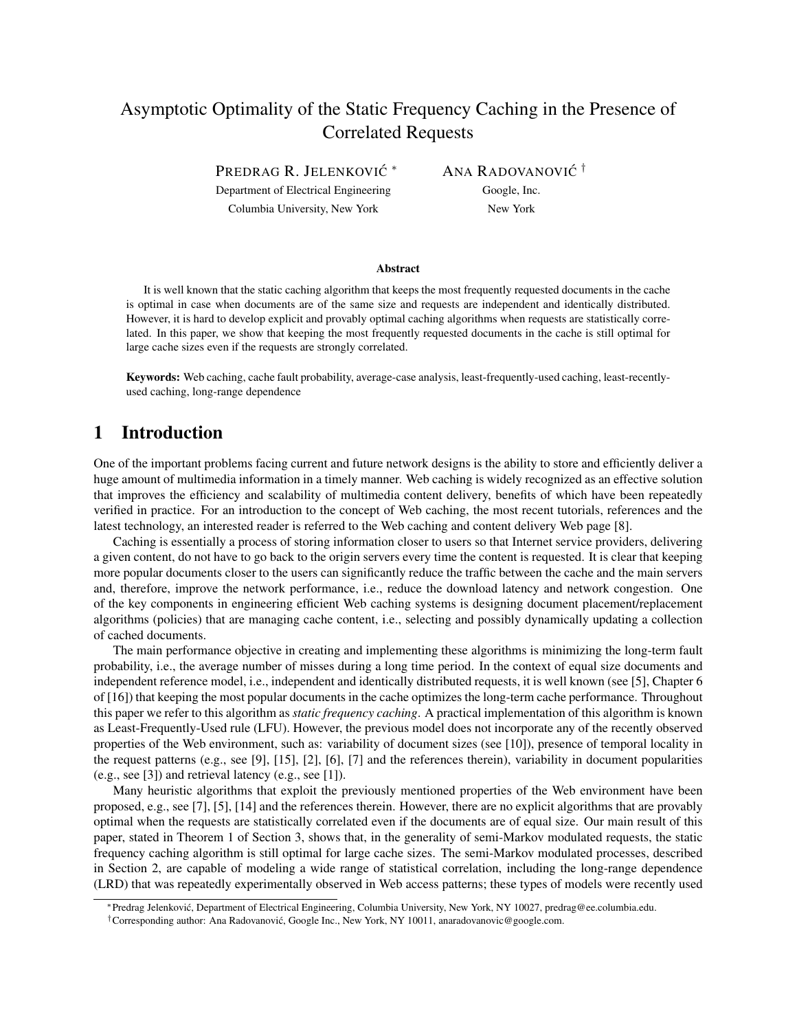# Asymptotic Optimality of the Static Frequency Caching in the Presence of Correlated Requests

PREDRAG R. JELENKOVIĆ *  
Department of Electrical Engineering  
Columbia University, New York

ANA RADOVANOVIĆ †  
Google, Inc.  
New York

### Abstract

It is well known that the static caching algorithm that keeps the most frequently requested documents in the cache is optimal in case when documents are of the same size and requests are independent and identically distributed. However, it is hard to develop explicit and provably optimal caching algorithms when requests are statistically correlated. In this paper, we show that keeping the most frequently requested documents in the cache is still optimal for large cache sizes even if the requests are strongly correlated.

**Keywords:** Web caching, cache fault probability, average-case analysis, least-frequently-used caching, least-recently-used caching, long-range dependence

## 1 Introduction

One of the important problems facing current and future network designs is the ability to store and efficiently deliver a huge amount of multimedia information in a timely manner. Web caching is widely recognized as an effective solution that improves the efficiency and scalability of multimedia content delivery, benefits of which have been repeatedly verified in practice. For an introduction to the concept of Web caching, the most recent tutorials, references and the latest technology, an interested reader is referred to the Web caching and content delivery Web page [8].

Caching is essentially a process of storing information closer to users so that Internet service providers, delivering a given content, do not have to go back to the origin servers every time the content is requested. It is clear that keeping more popular documents closer to the users can significantly reduce the traffic between the cache and the main servers and, therefore, improve the network performance, i.e., reduce the download latency and network congestion. One of the key components in engineering efficient Web caching systems is designing document placement/replacement algorithms (policies) that are managing cache content, i.e., selecting and possibly dynamically updating a collection of cached documents.

The main performance objective in creating and implementing these algorithms is minimizing the long-term fault probability, i.e., the average number of misses during a long time period. In the context of equal size documents and independent reference model, i.e., independent and identically distributed requests, it is well known (see [5], Chapter 6 of [16]) that keeping the most popular documents in the cache optimizes the long-term cache performance. Throughout this paper we refer to this algorithm as *static frequency caching*. A practical implementation of this algorithm is known as Least-Frequently-Used rule (LFU). However, the previous model does not incorporate any of the recently observed properties of the Web environment, such as: variability of document sizes (see [10]), presence of temporal locality in the request patterns (e.g., see [9], [15], [2], [6], [7] and the references therein), variability in document popularities (e.g., see [3]) and retrieval latency (e.g., see [1]).

Many heuristic algorithms that exploit the previously mentioned properties of the Web environment have been proposed, e.g., see [7], [5], [14] and the references therein. However, there are no explicit algorithms that are provably optimal when the requests are statistically correlated even if the documents are of equal size. Our main result of this paper, stated in Theorem 1 of Section 3, shows that, in the generality of semi-Markov modulated requests, the static frequency caching algorithm is still optimal for large cache sizes. The semi-Markov modulated processes, described in Section 2, are capable of modeling a wide range of statistical correlation, including the long-range dependence (LRD) that was repeatedly experimentally observed in Web access patterns; these types of models were recently used

---

* Predrag Jelenković, Department of Electrical Engineering, Columbia University, New York, NY 10027, predrag@ee.columbia.edu.

† Corresponding author: Ana Radovanović, Google Inc., New York, NY 10011, anaradovanovic@google.com.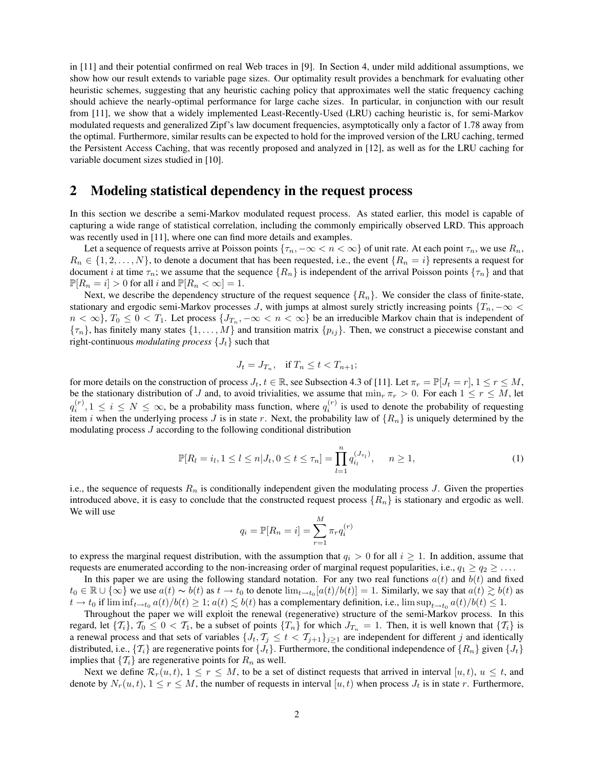in [11] and their potential confirmed on real Web traces in [9]. In Section 4, under mild additional assumptions, we show how our result extends to variable page sizes. Our optimality result provides a benchmark for evaluating other heuristic schemes, suggesting that any heuristic caching policy that approximates well the static frequency caching should achieve the nearly-optimal performance for large cache sizes. In particular, in conjunction with our result from [11], we show that a widely implemented Least-Recently-Used (LRU) caching heuristic is, for semi-Markov modulated requests and generalized Zipf's law document frequencies, asymptotically only a factor of 1.78 away from the optimal. Furthermore, similar results can be expected to hold for the improved version of the LRU caching, termed the Persistent Access Caching, that was recently proposed and analyzed in [12], as well as for the LRU caching for variable document sizes studied in [10].

## 2 Modeling statistical dependency in the request process

In this section we describe a semi-Markov modulated request process. As stated earlier, this model is capable of capturing a wide range of statistical correlation, including the commonly empirically observed LRD. This approach was recently used in [11], where one can find more details and examples.

Let a sequence of requests arrive at Poisson points $\{\tau_n, -\infty < n < \infty\}$ of unit rate. At each point $\tau_n$, we use $R_n$, $R_n \in \{1, 2, \ldots, N\}$, to denote a document that has been requested, i.e., the event $\{R_n = i\}$ represents a request for document $i$ at time $\tau_n$; we assume that the sequence $\{R_n\}$ is independent of the arrival Poisson points $\{\tau_n\}$ and that $\mathbb{P}[R_n = i] > 0$ for all $i$ and $\mathbb{P}[R_n < \infty] = 1$.

Next, we describe the dependency structure of the request sequence $\{R_n\}$. We consider the class of finite-state, stationary and ergodic semi-Markov processes $J$, with jumps at almost surely strictly increasing points $\{T_n, -\infty < n < \infty\}$, $T_0 \leq 0 < T_1$. Let process $\{J_{T_n}, -\infty < n < \infty\}$ be an irreducible Markov chain that is independent of $\{\tau_n\}$, has finitely many states $\{1, \ldots, M\}$ and transition matrix $\{p_{ij}\}$. Then, we construct a piecewise constant and right-continuous *modulating process* $\{J_t\}$ such that

$$J_t = J_{T_n}, \quad \text{if } T_n \leq t < T_{n+1};$$

for more details on the construction of process $J_t, t \in \mathbb{R}$, see Subsection 4.3 of [11]. Let $\pi_r = \mathbb{P}[J_t = r]$, $1 \leq r \leq M$, be the stationary distribution of $J$ and, to avoid trivialities, we assume that $\min_r \pi_r > 0$. For each $1 \leq r \leq M$, let $q_i^{(r)}, 1 \leq i \leq N \leq \infty$, be a probability mass function, where $q_i^{(r)}$ is used to denote the probability of requesting item $i$ when the underlying process $J$ is in state $r$. Next, the probability law of $\{R_n\}$ is uniquely determined by the modulating process $J$ according to the following conditional distribution

$$\mathbb{P}[R_l = i_l, 1 \leq l \leq n | J_t, 0 \leq t \leq \tau_n] = \prod_{l=1}^{n} q_{i_l}^{(J_{\tau_l})}, \qquad n \geq 1, \tag{1}$$

i.e., the sequence of requests $R_n$ is conditionally independent given the modulating process $J$. Given the properties introduced above, it is easy to conclude that the constructed request process $\{R_n\}$ is stationary and ergodic as well. We will use

$$q_i = \mathbb{P}[R_n = i] = \sum_{r=1}^{M} \pi_r q_i^{(r)}$$

to express the marginal request distribution, with the assumption that $q_i > 0$ for all $i \geq 1$. In addition, assume that requests are enumerated according to the non-increasing order of marginal request popularities, i.e., $q_1 \geq q_2 \geq \ldots$.

In this paper we are using the following standard notation. For any two real functions $a(t)$ and $b(t)$ and fixed $t_0 \in \mathbb{R} \cup \{\infty\}$ we use $a(t) \sim b(t)$ as $t \to t_0$ to denote $\lim_{t \to t_0}[a(t)/b(t)] = 1$. Similarly, we say that $a(t) \gtrsim b(t)$ as $t \to t_0$ if $\liminf_{t \to t_0} a(t)/b(t) \geq 1$; $a(t) \lesssim b(t)$ has a complementary definition, i.e., $\limsup_{t \to t_0} a(t)/b(t) \leq 1$.

Throughout the paper we will exploit the renewal (regenerative) structure of the semi-Markov process. In this regard, let $\{\mathcal{T}_i\}$, $\mathcal{T}_0 \leq 0 < \mathcal{T}_1$, be a subset of points $\{T_n\}$ for which $J_{T_n} = 1$. Then, it is well known that $\{\mathcal{T}_i\}$ is a renewal process and that sets of variables $\{J_t, \mathcal{T}_j \leq t < \mathcal{T}_{j+1}\}_{j \geq 1}$ are independent for different $j$ and identically distributed, i.e., $\{\mathcal{T}_i\}$ are regenerative points for $\{J_t\}$. Furthermore, the conditional independence of $\{R_n\}$ given $\{J_t\}$ implies that $\{\mathcal{T}_i\}$ are regenerative points for $R_n$ as well.

Next we define $\mathcal{R}_r(u, t)$, $1 \leq r \leq M$, to be a set of distinct requests that arrived in interval $[u, t)$, $u \leq t$, and denote by $N_r(u, t)$, $1 \leq r \leq M$, the number of requests in interval $[u, t)$ when process $J_t$ is in state $r$. Furthermore,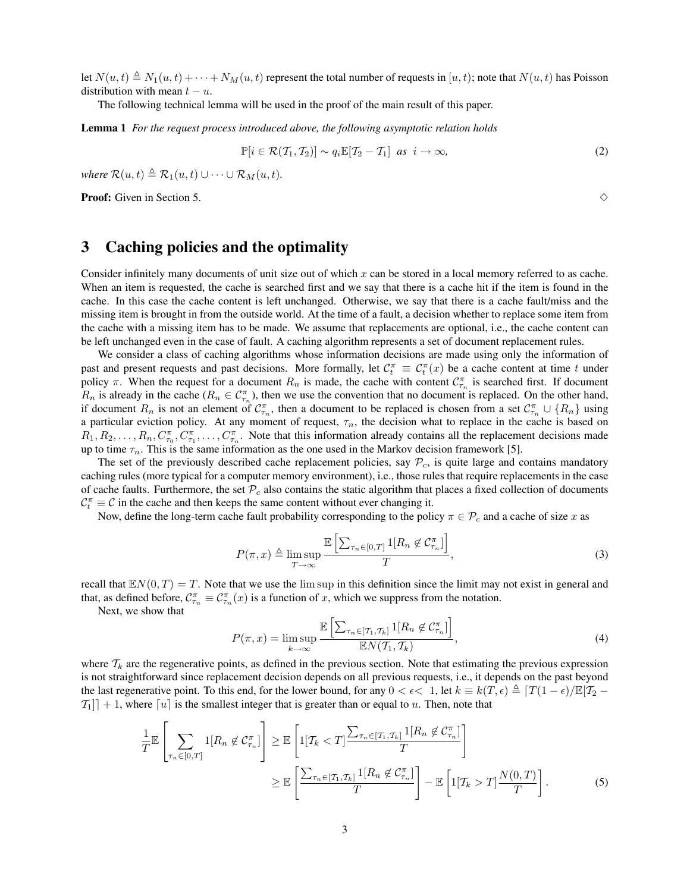let $N(u,t) \triangleq N_1(u,t) + \cdots + N_M(u,t)$ represent the total number of requests in $[u,t)$; note that $N(u,t)$ has Poisson distribution with mean $t-u$.

The following technical lemma will be used in the proof of the main result of this paper.

**Lemma 1** *For the request process introduced above, the following asymptotic relation holds*

$$\mathbb{P}[i \in \mathcal{R}(\mathcal{T}_1, \mathcal{T}_2)] \sim q_i \mathbb{E}[\mathcal{T}_2 - \mathcal{T}_1] \;\; \text{as} \;\; i \to \infty, \tag{2}$$

*where* $\mathcal{R}(u,t) \triangleq \mathcal{R}_1(u,t) \cup \cdots \cup \mathcal{R}_M(u,t)$.

**Proof:** Given in Section 5. $\diamond$

# 3 Caching policies and the optimality

Consider infinitely many documents of unit size out of which $x$ can be stored in a local memory referred to as cache. When an item is requested, the cache is searched first and we say that there is a cache hit if the item is found in the cache. In this case the cache content is left unchanged. Otherwise, we say that there is a cache fault/miss and the missing item is brought in from the outside world. At the time of a fault, a decision whether to replace some item from the cache with a missing item has to be made. We assume that replacements are optional, i.e., the cache content can be left unchanged even in the case of fault. A caching algorithm represents a set of document replacement rules.

We consider a class of caching algorithms whose information decisions are made using only the information of past and present requests and past decisions. More formally, let $\mathcal{C}_t^\pi \equiv \mathcal{C}_t^\pi(x)$ be a cache content at time $t$ under policy $\pi$. When the request for a document $R_n$ is made, the cache with content $\mathcal{C}_{\tau_n}^\pi$ is searched first. If document $R_n$ is already in the cache ($R_n \in \mathcal{C}_{\tau_n}^\pi$), then we use the convention that no document is replaced. On the other hand, if document $R_n$ is not an element of $\mathcal{C}_{\tau_n}^\pi$, then a document to be replaced is chosen from a set $\mathcal{C}_{\tau_n}^\pi \cup \{R_n\}$ using a particular eviction policy. At any moment of request, $\tau_n$, the decision what to replace in the cache is based on $R_1, R_2, \ldots, R_n, C_{\tau_0}^\pi, C_{\tau_1}^\pi, \ldots, C_{\tau_n}^\pi$. Note that this information already contains all the replacement decisions made up to time $\tau_n$. This is the same information as the one used in the Markov decision framework [5].

The set of the previously described cache replacement policies, say $\mathcal{P}_c$, is quite large and contains mandatory caching rules (more typical for a computer memory environment), i.e., those rules that require replacements in the case of cache faults. Furthermore, the set $\mathcal{P}_c$ also contains the static algorithm that places a fixed collection of documents $\mathcal{C}_t^\pi \equiv \mathcal{C}$ in the cache and then keeps the same content without ever changing it.

Now, define the long-term cache fault probability corresponding to the policy $\pi \in \mathcal{P}_c$ and a cache of size $x$ as

$$P(\pi, x) \triangleq \limsup_{T \to \infty} \frac{\mathbb{E}\left[\sum_{\tau_n \in [0,T]} 1[R_n \notin \mathcal{C}_{\tau_n}^\pi]\right]}{T}, \tag{3}$$

recall that $\mathbb{E}N(0,T) = T$. Note that we use the $\limsup$ in this definition since the limit may not exist in general and that, as defined before, $\mathcal{C}_{\tau_n}^\pi \equiv \mathcal{C}_{\tau_n}^\pi(x)$ is a function of $x$, which we suppress from the notation.

Next, we show that

$$P(\pi, x) = \limsup_{k \to \infty} \frac{\mathbb{E}\left[\sum_{\tau_n \in [\mathcal{T}_1, \mathcal{T}_k]} 1[R_n \notin \mathcal{C}_{\tau_n}^\pi]\right]}{\mathbb{E}N(\mathcal{T}_1, \mathcal{T}_k)}, \tag{4}$$

where $\mathcal{T}_k$ are the regenerative points, as defined in the previous section. Note that estimating the previous expression is not straightforward since replacement decision depends on all previous requests, i.e., it depends on the past beyond the last regenerative point. To this end, for the lower bound, for any $0 < \epsilon < 1$, let $k \equiv k(T, \epsilon) \triangleq \lceil T(1-\epsilon)/\mathbb{E}[\mathcal{T}_2 - \mathcal{T}_1] \rceil + 1$, where $\lceil u \rceil$ is the smallest integer that is greater than or equal to $u$. Then, note that

$$\begin{aligned}
\frac{1}{T}\mathbb{E}\left[\sum_{\tau_n \in [0,T]} 1[R_n \notin \mathcal{C}_{\tau_n}^\pi]\right] &\geq \mathbb{E}\left[1[\mathcal{T}_k < T] \frac{\sum_{\tau_n \in [\mathcal{T}_1, \mathcal{T}_k]} 1[R_n \notin \mathcal{C}_{\tau_n}^\pi]}{T}\right] \\
&\geq \mathbb{E}\left[\frac{\sum_{\tau_n \in [\mathcal{T}_1, \mathcal{T}_k]} 1[R_n \notin \mathcal{C}_{\tau_n}^\pi]}{T}\right] - \mathbb{E}\left[1[\mathcal{T}_k > T] \frac{N(0,T)}{T}\right].
\end{aligned} \tag{5}$$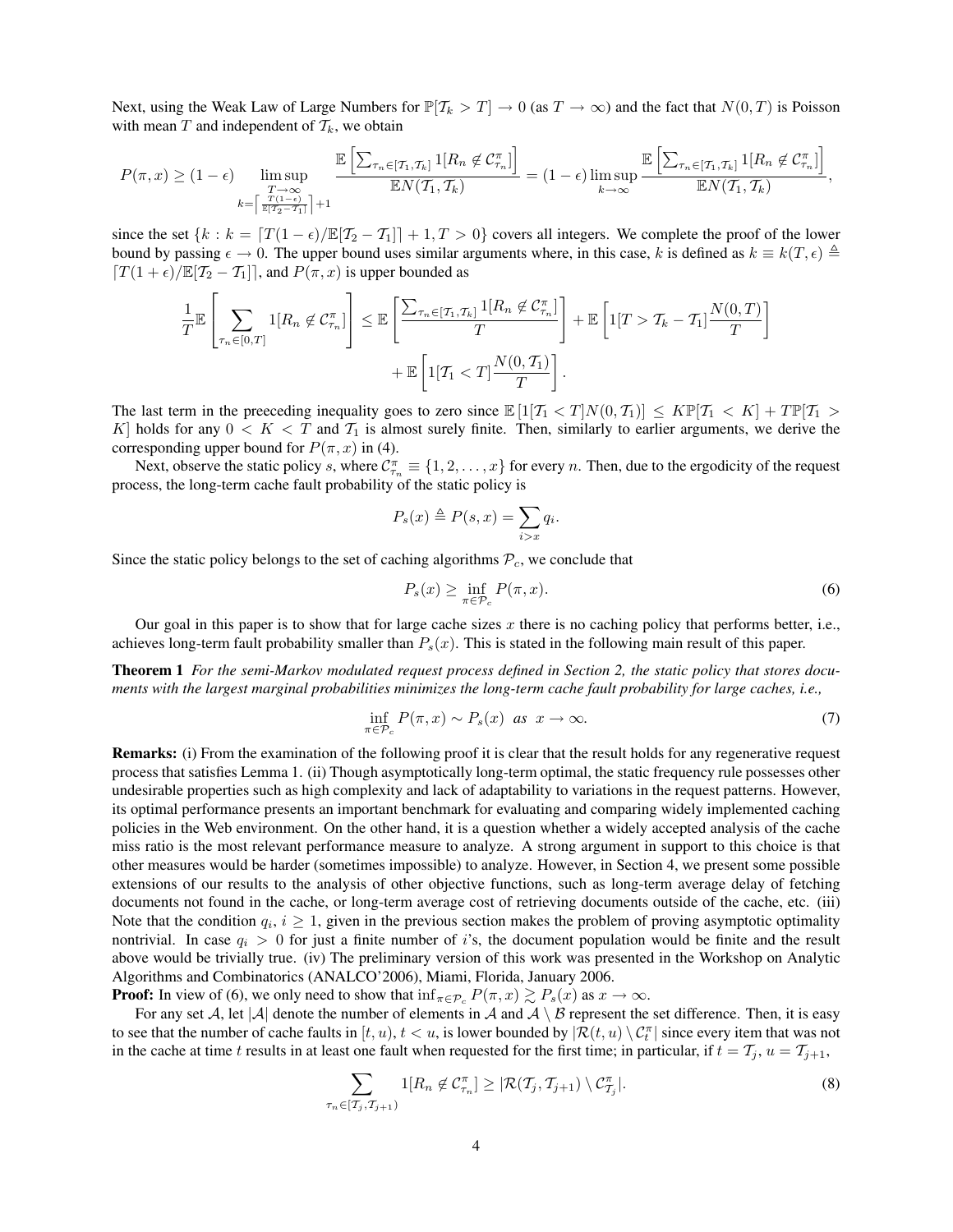Next, using the Weak Law of Large Numbers for $\mathbb{P}[\mathcal{T}_k > T] \to 0$ (as $T \to \infty$) and the fact that $N(0,T)$ is Poisson with mean $T$ and independent of $\mathcal{T}_k$, we obtain

$$
P(\pi, x) \geq (1-\epsilon) \limsup_{\substack{T\to\infty \\ k=\left\lceil \frac{T(1-\epsilon)}{\mathbb{E}[\mathcal{T}_2-\mathcal{T}_1]} \right\rceil+1}} \frac{\mathbb{E}\left[\sum_{\tau_n \in [\mathcal{T}_1, \mathcal{T}_k]} 1[R_n \notin \mathcal{C}^\pi_{\tau_n}]\right]}{\mathbb{E}N(\mathcal{T}_1, \mathcal{T}_k)} = (1-\epsilon) \limsup_{k\to\infty} \frac{\mathbb{E}\left[\sum_{\tau_n \in [\mathcal{T}_1, \mathcal{T}_k]} 1[R_n \notin \mathcal{C}^\pi_{\tau_n}]\right]}{\mathbb{E}N(\mathcal{T}_1, \mathcal{T}_k)},
$$

since the set $\{k : k = \lceil T(1-\epsilon)/\mathbb{E}[\mathcal{T}_2 - \mathcal{T}_1] \rceil + 1, T > 0\}$ covers all integers. We complete the proof of the lower bound by passing $\epsilon \to 0$. The upper bound uses similar arguments where, in this case, $k$ is defined as $k \equiv k(T, \epsilon) \triangleq \lceil T(1+\epsilon)/\mathbb{E}[\mathcal{T}_2 - \mathcal{T}_1] \rceil$, and $P(\pi, x)$ is upper bounded as

$$
\frac{1}{T}\mathbb{E}\left[\sum_{\tau_n \in [0,T]} 1[R_n \notin \mathcal{C}^\pi_{\tau_n}]\right] \leq \mathbb{E}\left[\frac{\sum_{\tau_n \in [\mathcal{T}_1, \mathcal{T}_k]} 1[R_n \notin \mathcal{C}^\pi_{\tau_n}]}{T}\right] + \mathbb{E}\left[1[T > \mathcal{T}_k - \mathcal{T}_1] \frac{N(0,T)}{T}\right]
$$
$$
+ \mathbb{E}\left[1[\mathcal{T}_1 < T] \frac{N(0, \mathcal{T}_1)}{T}\right].
$$

The last term in the preeceding inequality goes to zero since $\mathbb{E}\left[1[\mathcal{T}_1 < T] N(0, \mathcal{T}_1)\right] \leq K\mathbb{P}[\mathcal{T}_1 < K] + T\mathbb{P}[\mathcal{T}_1 > K]$ holds for any $0 < K < T$ and $\mathcal{T}_1$ is almost surely finite. Then, similarly to earlier arguments, we derive the corresponding upper bound for $P(\pi, x)$ in (4).

Next, observe the static policy $s$, where $\mathcal{C}^\pi_{\tau_n} \equiv \{1, 2, \ldots, x\}$ for every $n$. Then, due to the ergodicity of the request process, the long-term cache fault probability of the static policy is

$$
P_s(x) \triangleq P(s, x) = \sum_{i > x} q_i.
$$

Since the static policy belongs to the set of caching algorithms $\mathcal{P}_c$, we conclude that

$$
P_s(x) \geq \inf_{\pi \in \mathcal{P}_c} P(\pi, x). \tag{6}
$$

Our goal in this paper is to show that for large cache sizes $x$ there is no caching policy that performs better, i.e., achieves long-term fault probability smaller than $P_s(x)$. This is stated in the following main result of this paper.

**Theorem 1** *For the semi-Markov modulated request process defined in Section 2, the static policy that stores documents with the largest marginal probabilities minimizes the long-term cache fault probability for large caches, i.e.,*

$$
\inf_{\pi \in \mathcal{P}_c} P(\pi, x) \sim P_s(x) \quad as \quad x \to \infty. \tag{7}
$$

**Remarks:** (i) From the examination of the following proof it is clear that the result holds for any regenerative request process that satisfies Lemma 1. (ii) Though asymptotically long-term optimal, the static frequency rule possesses other undesirable properties such as high complexity and lack of adaptability to variations in the request patterns. However, its optimal performance presents an important benchmark for evaluating and comparing widely implemented caching policies in the Web environment. On the other hand, it is a question whether a widely accepted analysis of the cache miss ratio is the most relevant performance measure to analyze. A strong argument in support to this choice is that other measures would be harder (sometimes impossible) to analyze. However, in Section 4, we present some possible extensions of our results to the analysis of other objective functions, such as long-term average delay of fetching documents not found in the cache, or long-term average cost of retrieving documents outside of the cache, etc. (iii) Note that the condition $q_i$, $i \geq 1$, given in the previous section makes the problem of proving asymptotic optimality nontrivial. In case $q_i > 0$ for just a finite number of $i$'s, the document population would be finite and the result above would be trivially true. (iv) The preliminary version of this work was presented in the Workshop on Analytic Algorithms and Combinatorics (ANALCO'2006), Miami, Florida, January 2006.

**Proof:** In view of (6), we only need to show that $\inf_{\pi \in \mathcal{P}_c} P(\pi, x) \gtrsim P_s(x)$ as $x \to \infty$.

For any set $\mathcal{A}$, let $|\mathcal{A}|$ denote the number of elements in $\mathcal{A}$ and $\mathcal{A} \setminus \mathcal{B}$ represent the set difference. Then, it is easy to see that the number of cache faults in $[t, u)$, $t < u$, is lower bounded by $|\mathcal{R}(t, u) \setminus \mathcal{C}^\pi_t|$ since every item that was not in the cache at time $t$ results in at least one fault when requested for the first time; in particular, if $t = \mathcal{T}_j$, $u = \mathcal{T}_{j+1}$,

$$
\sum_{\tau_n \in [\mathcal{T}_j, \mathcal{T}_{j+1})} 1[R_n \notin \mathcal{C}^\pi_{\tau_n}] \geq |\mathcal{R}(\mathcal{T}_j, \mathcal{T}_{j+1}) \setminus \mathcal{C}^\pi_{\mathcal{T}_j}|. \tag{8}
$$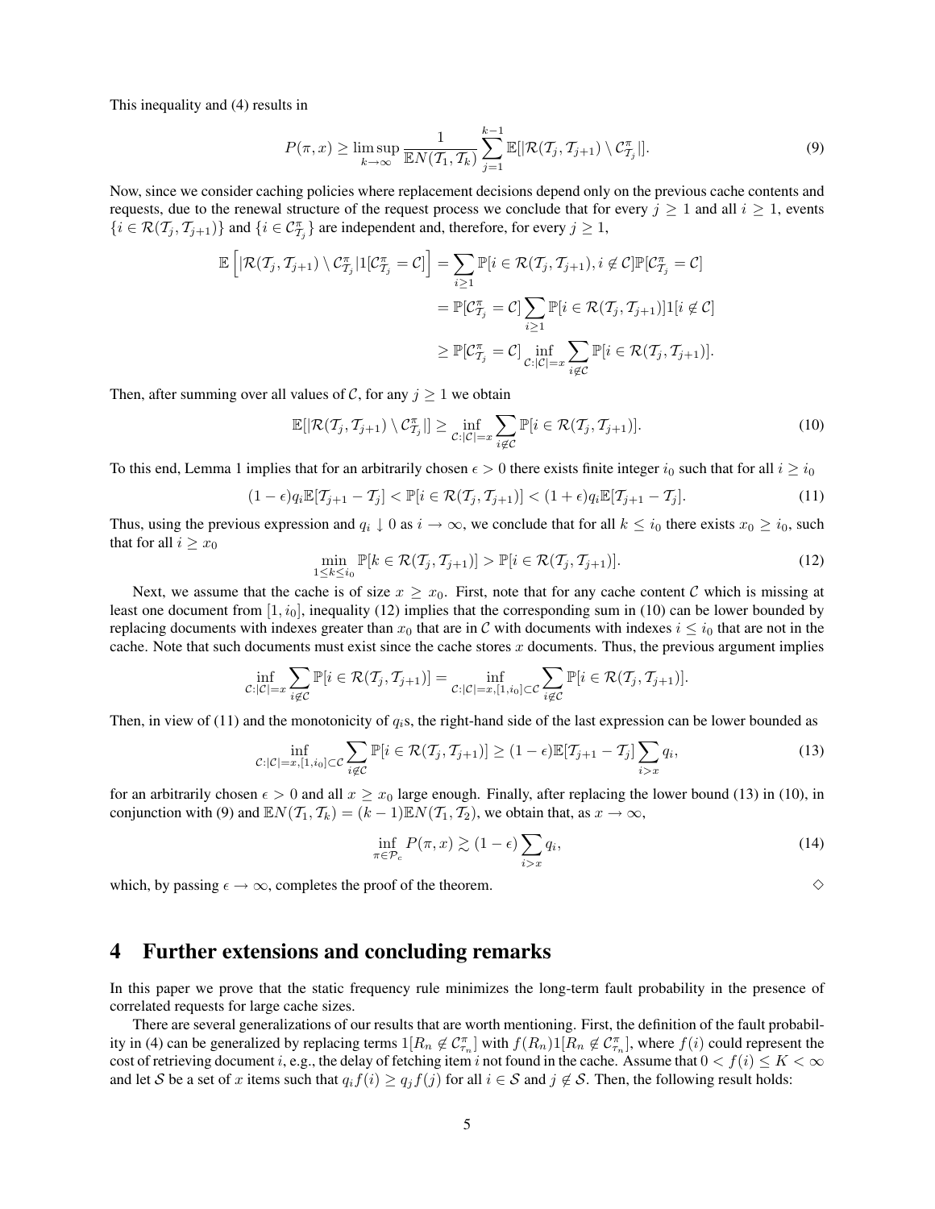This inequality and (4) results in

$$P(\pi, x) \geq \limsup_{k \to \infty} \frac{1}{\mathbb{E}N(\mathcal{T}_1, \mathcal{T}_k)} \sum_{j=1}^{k-1} \mathbb{E}[|\mathcal{R}(\mathcal{T}_j, \mathcal{T}_{j+1}) \setminus \mathcal{C}^{\pi}_{\mathcal{T}_j}|]. \tag{9}$$

Now, since we consider caching policies where replacement decisions depend only on the previous cache contents and requests, due to the renewal structure of the request process we conclude that for every $j \geq 1$ and all $i \geq 1$, events $\{i \in \mathcal{R}(\mathcal{T}_j, \mathcal{T}_{j+1})\}$ and $\{i \in \mathcal{C}^{\pi}_{\mathcal{T}_j}\}$ are independent and, therefore, for every $j \geq 1$,

$$\begin{aligned}
\mathbb{E}\left[|\mathcal{R}(\mathcal{T}_j, \mathcal{T}_{j+1}) \setminus \mathcal{C}^{\pi}_{\mathcal{T}_j}| 1[\mathcal{C}^{\pi}_{\mathcal{T}_j} = \mathcal{C}]\right] &= \sum_{i \geq 1} \mathbb{P}[i \in \mathcal{R}(\mathcal{T}_j, \mathcal{T}_{j+1}), i \notin \mathcal{C}] \mathbb{P}[\mathcal{C}^{\pi}_{\mathcal{T}_j} = \mathcal{C}] \\
&= \mathbb{P}[\mathcal{C}^{\pi}_{\mathcal{T}_j} = \mathcal{C}] \sum_{i \geq 1} \mathbb{P}[i \in \mathcal{R}(\mathcal{T}_j, \mathcal{T}_{j+1})] 1[i \notin \mathcal{C}] \\
&\geq \mathbb{P}[\mathcal{C}^{\pi}_{\mathcal{T}_j} = \mathcal{C}] \inf_{\mathcal{C}: |\mathcal{C}| = x} \sum_{i \notin \mathcal{C}} \mathbb{P}[i \in \mathcal{R}(\mathcal{T}_j, \mathcal{T}_{j+1})].
\end{aligned}$$

Then, after summing over all values of $\mathcal{C}$, for any $j \geq 1$ we obtain

$$\mathbb{E}[|\mathcal{R}(\mathcal{T}_j, \mathcal{T}_{j+1}) \setminus \mathcal{C}^{\pi}_{\mathcal{T}_j}|] \geq \inf_{\mathcal{C}: |\mathcal{C}| = x} \sum_{i \notin \mathcal{C}} \mathbb{P}[i \in \mathcal{R}(\mathcal{T}_j, \mathcal{T}_{j+1})]. \tag{10}$$

To this end, Lemma 1 implies that for an arbitrarily chosen $\epsilon > 0$ there exists finite integer $i_0$ such that for all $i \geq i_0$

$$(1 - \epsilon) q_i \mathbb{E}[\mathcal{T}_{j+1} - \mathcal{T}_j] < \mathbb{P}[i \in \mathcal{R}(\mathcal{T}_j, \mathcal{T}_{j+1})] < (1 + \epsilon) q_i \mathbb{E}[\mathcal{T}_{j+1} - \mathcal{T}_j]. \tag{11}$$

Thus, using the previous expression and $q_i \downarrow 0$ as $i \to \infty$, we conclude that for all $k \leq i_0$ there exists $x_0 \geq i_0$, such that for all $i \geq x_0$

$$\min_{1 \leq k \leq i_0} \mathbb{P}[k \in \mathcal{R}(\mathcal{T}_j, \mathcal{T}_{j+1})] > \mathbb{P}[i \in \mathcal{R}(\mathcal{T}_j, \mathcal{T}_{j+1})]. \tag{12}$$

Next, we assume that the cache is of size $x \geq x_0$. First, note that for any cache content $\mathcal{C}$ which is missing at least one document from $[1, i_0]$, inequality (12) implies that the corresponding sum in (10) can be lower bounded by replacing documents with indexes greater than $x_0$ that are in $\mathcal{C}$ with documents with indexes $i \leq i_0$ that are not in the cache. Note that such documents must exist since the cache stores $x$ documents. Thus, the previous argument implies

$$\inf_{\mathcal{C}: |\mathcal{C}| = x} \sum_{i \notin \mathcal{C}} \mathbb{P}[i \in \mathcal{R}(\mathcal{T}_j, \mathcal{T}_{j+1})] = \inf_{\mathcal{C}: |\mathcal{C}| = x, [1, i_0] \subset \mathcal{C}} \sum_{i \notin \mathcal{C}} \mathbb{P}[i \in \mathcal{R}(\mathcal{T}_j, \mathcal{T}_{j+1})].$$

Then, in view of (11) and the monotonicity of $q_i$s, the right-hand side of the last expression can be lower bounded as

$$\inf_{\mathcal{C}: |\mathcal{C}| = x, [1, i_0] \subset \mathcal{C}} \sum_{i \notin \mathcal{C}} \mathbb{P}[i \in \mathcal{R}(\mathcal{T}_j, \mathcal{T}_{j+1})] \geq (1 - \epsilon) \mathbb{E}[\mathcal{T}_{j+1} - \mathcal{T}_j] \sum_{i > x} q_i, \tag{13}$$

for an arbitrarily chosen $\epsilon > 0$ and all $x \geq x_0$ large enough. Finally, after replacing the lower bound (13) in (10), in conjunction with (9) and $\mathbb{E}N(\mathcal{T}_1, \mathcal{T}_k) = (k-1)\mathbb{E}N(\mathcal{T}_1, \mathcal{T}_2)$, we obtain that, as $x \to \infty$,

$$\inf_{\pi \in \mathcal{P}_c} P(\pi, x) \gtrsim (1 - \epsilon) \sum_{i > x} q_i, \tag{14}$$

which, by passing $\epsilon \to \infty$, completes the proof of the theorem. ◇

# 4 Further extensions and concluding remarks

In this paper we prove that the static frequency rule minimizes the long-term fault probability in the presence of correlated requests for large cache sizes.

There are several generalizations of our results that are worth mentioning. First, the definition of the fault probability in (4) can be generalized by replacing terms $1[R_n \notin \mathcal{C}^{\pi}_{\tau_n}]$ with $f(R_n) 1[R_n \notin \mathcal{C}^{\pi}_{\tau_n}]$, where $f(i)$ could represent the cost of retrieving document $i$, e.g., the delay of fetching item $i$ not found in the cache. Assume that $0 < f(i) \leq K < \infty$ and let $\mathcal{S}$ be a set of $x$ items such that $q_i f(i) \geq q_j f(j)$ for all $i \in \mathcal{S}$ and $j \notin \mathcal{S}$. Then, the following result holds: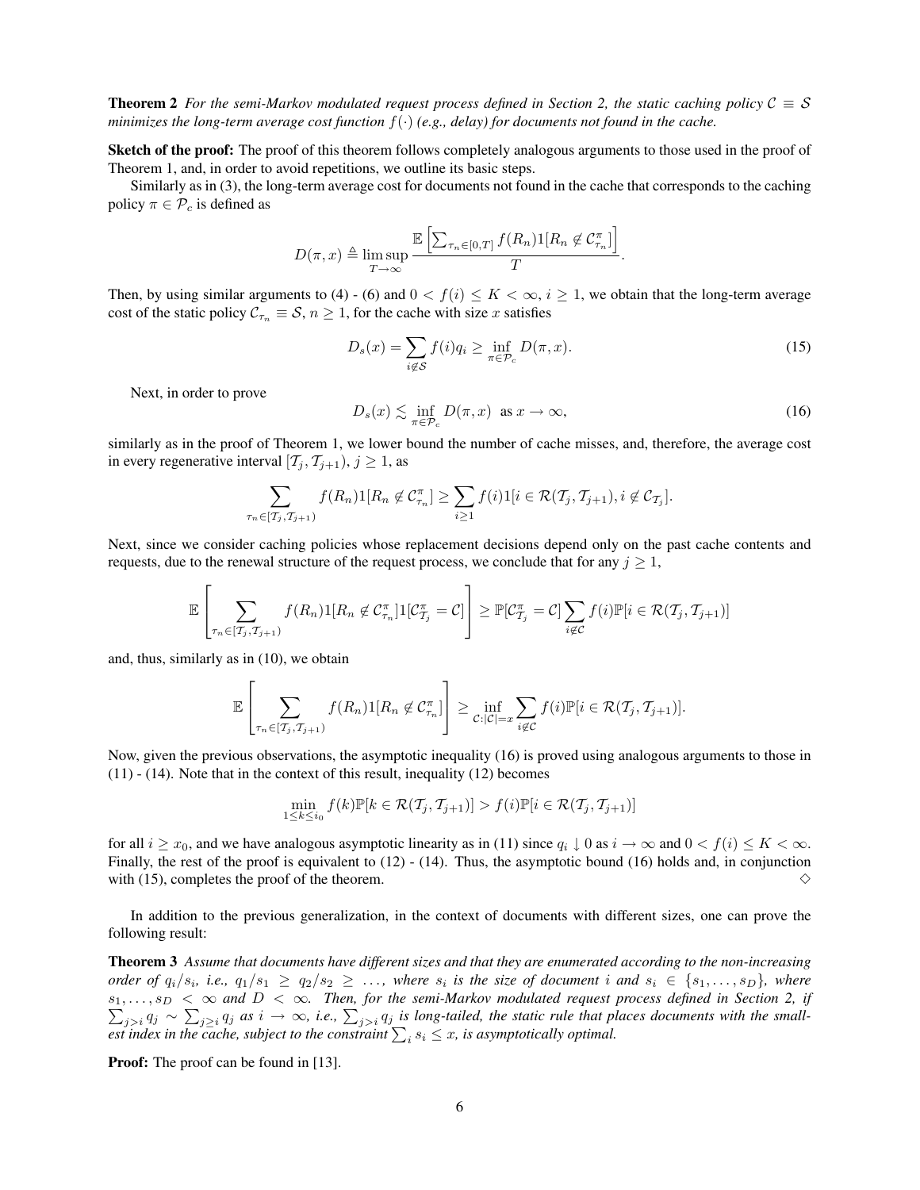**Theorem 2** *For the semi-Markov modulated request process defined in Section 2, the static caching policy $\mathcal{C} \equiv \mathcal{S}$ minimizes the long-term average cost function $f(\cdot)$ (e.g., delay) for documents not found in the cache.*

**Sketch of the proof:** The proof of this theorem follows completely analogous arguments to those used in the proof of Theorem 1, and, in order to avoid repetitions, we outline its basic steps.

Similarly as in (3), the long-term average cost for documents not found in the cache that corresponds to the caching policy $\pi \in \mathcal{P}_c$ is defined as

$$D(\pi, x) \triangleq \limsup_{T \to \infty} \frac{\mathbb{E}\left[\sum_{\tau_n \in [0,T]} f(R_n) 1[R_n \notin \mathcal{C}^{\pi}_{\tau_n}]\right]}{T}.$$

Then, by using similar arguments to (4) - (6) and $0 < f(i) \le K < \infty$, $i \ge 1$, we obtain that the long-term average cost of the static policy $\mathcal{C}_{\tau_n} \equiv \mathcal{S}$, $n \ge 1$, for the cache with size $x$ satisfies

$$D_s(x) = \sum_{i \notin \mathcal{S}} f(i) q_i \ge \inf_{\pi \in \mathcal{P}_c} D(\pi, x). \tag{15}$$

Next, in order to prove

$$D_s(x) \lesssim \inf_{\pi \in \mathcal{P}_c} D(\pi, x) \;\; \text{as } x \to \infty, \tag{16}$$

similarly as in the proof of Theorem 1, we lower bound the number of cache misses, and, therefore, the average cost in every regenerative interval $[\mathcal{T}_j, \mathcal{T}_{j+1})$, $j \ge 1$, as

$$\sum_{\tau_n \in [\mathcal{T}_j, \mathcal{T}_{j+1})} f(R_n) 1[R_n \notin \mathcal{C}^{\pi}_{\tau_n}] \ge \sum_{i \ge 1} f(i) 1[i \in \mathcal{R}(\mathcal{T}_j, \mathcal{T}_{j+1}), i \notin \mathcal{C}_{\mathcal{T}_j}].$$

Next, since we consider caching policies whose replacement decisions depend only on the past cache contents and requests, due to the renewal structure of the request process, we conclude that for any $j \ge 1$,

$$\mathbb{E}\left[\sum_{\tau_n \in [\mathcal{T}_j, \mathcal{T}_{j+1})} f(R_n) 1[R_n \notin \mathcal{C}^{\pi}_{\tau_n}] 1[\mathcal{C}^{\pi}_{\mathcal{T}_j} = \mathcal{C}]\right] \ge \mathbb{P}[\mathcal{C}^{\pi}_{\mathcal{T}_j} = \mathcal{C}] \sum_{i \notin \mathcal{C}} f(i) \mathbb{P}[i \in \mathcal{R}(\mathcal{T}_j, \mathcal{T}_{j+1})]$$

and, thus, similarly as in (10), we obtain

$$\mathbb{E}\left[\sum_{\tau_n \in [\mathcal{T}_j, \mathcal{T}_{j+1})} f(R_n) 1[R_n \notin \mathcal{C}^{\pi}_{\tau_n}]\right] \ge \inf_{\mathcal{C}: |\mathcal{C}| = x} \sum_{i \notin \mathcal{C}} f(i) \mathbb{P}[i \in \mathcal{R}(\mathcal{T}_j, \mathcal{T}_{j+1})].$$

Now, given the previous observations, the asymptotic inequality (16) is proved using analogous arguments to those in (11) - (14). Note that in the context of this result, inequality (12) becomes

$$\min_{1 \le k \le i_0} f(k) \mathbb{P}[k \in \mathcal{R}(\mathcal{T}_j, \mathcal{T}_{j+1})] > f(i) \mathbb{P}[i \in \mathcal{R}(\mathcal{T}_j, \mathcal{T}_{j+1})]$$

for all $i \ge x_0$, and we have analogous asymptotic linearity as in (11) since $q_i \downarrow 0$ as $i \to \infty$ and $0 < f(i) \le K < \infty$. Finally, the rest of the proof is equivalent to (12) - (14). Thus, the asymptotic bound (16) holds and, in conjunction with (15), completes the proof of the theorem. $\diamond$

In addition to the previous generalization, in the context of documents with different sizes, one can prove the following result:

**Theorem 3** *Assume that documents have different sizes and that they are enumerated according to the non-increasing order of $q_i/s_i$, i.e., $q_1/s_1 \ge q_2/s_2 \ge \ldots$, where $s_i$ is the size of document $i$ and $s_i \in \{s_1, \ldots, s_D\}$, where $s_1, \ldots, s_D < \infty$ and $D < \infty$. Then, for the semi-Markov modulated request process defined in Section 2, if $\sum_{j > i} q_j \sim \sum_{j \ge i} q_j$ as $i \to \infty$, i.e., $\sum_{j > i} q_j$ is long-tailed, the static rule that places documents with the smallest index in the cache, subject to the constraint $\sum_i s_i \le x$, is asymptotically optimal.*

**Proof:** The proof can be found in [13].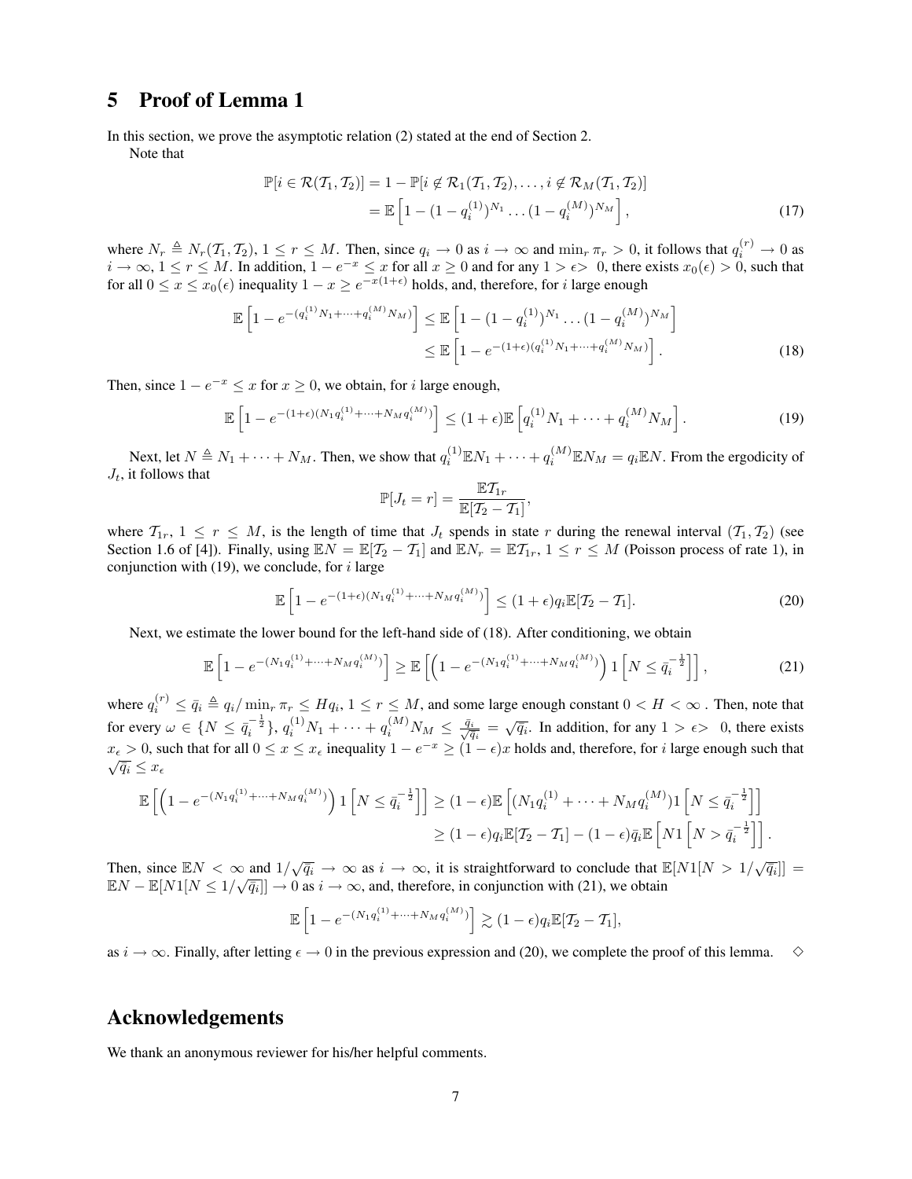## 5 Proof of Lemma 1

In this section, we prove the asymptotic relation (2) stated at the end of Section 2.

Note that

$$
\begin{aligned}
\mathbb{P}[i \in \mathcal{R}(\mathcal{T}_1, \mathcal{T}_2)] &= 1 - \mathbb{P}[i \notin \mathcal{R}_1(\mathcal{T}_1, \mathcal{T}_2), \dots, i \notin \mathcal{R}_M(\mathcal{T}_1, \mathcal{T}_2)] \\
&= \mathbb{E}\left[1 - (1 - q_i^{(1)})^{N_1} \dots (1 - q_i^{(M)})^{N_M}\right], \qquad (17)
\end{aligned}
$$

where $N_r \triangleq N_r(\mathcal{T}_1, \mathcal{T}_2)$, $1 \le r \le M$. Then, since $q_i \to 0$ as $i \to \infty$ and $\min_r \pi_r > 0$, it follows that $q_i^{(r)} \to 0$ as $i \to \infty$, $1 \le r \le M$. In addition, $1 - e^{-x} \le x$ for all $x \ge 0$ and for any $1 > \epsilon > 0$, there exists $x_0(\epsilon) > 0$, such that for all $0 \le x \le x_0(\epsilon)$ inequality $1 - x \ge e^{-x(1+\epsilon)}$ holds, and, therefore, for $i$ large enough

$$
\begin{aligned}
\mathbb{E}\left[1 - e^{-(q_i^{(1)}N_1 + \dots + q_i^{(M)}N_M)}\right] &\le \mathbb{E}\left[1 - (1 - q_i^{(1)})^{N_1} \dots (1 - q_i^{(M)})^{N_M}\right] \\
&\le \mathbb{E}\left[1 - e^{-(1+\epsilon)(q_i^{(1)}N_1 + \dots + q_i^{(M)}N_M)}\right]. \qquad (18)
\end{aligned}
$$

Then, since $1 - e^{-x} \le x$ for $x \ge 0$, we obtain, for $i$ large enough,

$$
\mathbb{E}\left[1 - e^{-(1+\epsilon)(N_1 q_i^{(1)} + \dots + N_M q_i^{(M)})}\right] \le (1+\epsilon)\mathbb{E}\left[q_i^{(1)}N_1 + \dots + q_i^{(M)}N_M\right]. \qquad (19)
$$

Next, let $N \triangleq N_1 + \dots + N_M$. Then, we show that $q_i^{(1)}\mathbb{E}N_1 + \dots + q_i^{(M)}\mathbb{E}N_M = q_i \mathbb{E}N$. From the ergodicity of $J_t$, it follows that

$$
\mathbb{P}[J_t = r] = \frac{\mathbb{E}\mathcal{T}_{1r}}{\mathbb{E}[\mathcal{T}_2 - \mathcal{T}_1]},
$$

where $\mathcal{T}_{1r}$, $1 \le r \le M$, is the length of time that $J_t$ spends in state $r$ during the renewal interval $(\mathcal{T}_1, \mathcal{T}_2)$ (see Section 1.6 of [4]). Finally, using $\mathbb{E}N = \mathbb{E}[\mathcal{T}_2 - \mathcal{T}_1]$ and $\mathbb{E}N_r = \mathbb{E}\mathcal{T}_{1r}$, $1 \le r \le M$ (Poisson process of rate 1), in conjunction with (19), we conclude, for $i$ large

$$
\mathbb{E}\left[1 - e^{-(1+\epsilon)(N_1 q_i^{(1)} + \dots + N_M q_i^{(M)})}\right] \le (1+\epsilon) q_i \mathbb{E}[\mathcal{T}_2 - \mathcal{T}_1]. \qquad (20)
$$

Next, we estimate the lower bound for the left-hand side of (18). After conditioning, we obtain

$$
\mathbb{E}\left[1 - e^{-(N_1 q_i^{(1)} + \dots + N_M q_i^{(M)})}\right] \ge \mathbb{E}\left[\left(1 - e^{-(N_1 q_i^{(1)} + \dots + N_M q_i^{(M)})}\right) 1\left[N \le \bar{q}_i^{-\frac{1}{2}}\right]\right], \qquad (21)
$$

where $q_i^{(r)} \le \bar{q}_i \triangleq q_i / \min_r \pi_r \le H q_i$, $1 \le r \le M$, and some large enough constant $0 < H < \infty$ . Then, note that for every $\omega \in \{N \le \bar{q}_i^{-\frac{1}{2}}\}$, $q_i^{(1)}N_1 + \dots + q_i^{(M)}N_M \le \frac{\bar{q}_i}{\sqrt{\bar{q}_i}} = \sqrt{\bar{q}_i}$. In addition, for any $1 > \epsilon > 0$, there exists $x_\epsilon > 0$, such that for all $0 \le x \le x_\epsilon$ inequality $1 - e^{-x} \ge (1-\epsilon)x$ holds and, therefore, for $i$ large enough such that $\sqrt{\bar{q}_i} \le x_\epsilon$

$$
\begin{aligned}
\mathbb{E}\left[\left(1 - e^{-(N_1 q_i^{(1)} + \dots + N_M q_i^{(M)})}\right) 1\left[N \le \bar{q}_i^{-\frac{1}{2}}\right]\right] &\ge (1-\epsilon)\mathbb{E}\left[(N_1 q_i^{(1)} + \dots + N_M q_i^{(M)}) 1\left[N \le \bar{q}_i^{-\frac{1}{2}}\right]\right] \\
&\ge (1-\epsilon) q_i \mathbb{E}[\mathcal{T}_2 - \mathcal{T}_1] - (1-\epsilon)\bar{q}_i \mathbb{E}\left[N 1\left[N > \bar{q}_i^{-\frac{1}{2}}\right]\right].
\end{aligned}
$$

Then, since $\mathbb{E}N < \infty$ and $1/\sqrt{\bar{q}_i} \to \infty$ as $i \to \infty$, it is straightforward to conclude that $\mathbb{E}[N 1[N > 1/\sqrt{\bar{q}_i}]] = \mathbb{E}N - \mathbb{E}[N 1[N \le 1/\sqrt{\bar{q}_i}]] \to 0$ as $i \to \infty$, and, therefore, in conjunction with (21), we obtain

$$
\mathbb{E}\left[1 - e^{-(N_1 q_i^{(1)} + \dots + N_M q_i^{(M)})}\right] \gtrsim (1-\epsilon) q_i \mathbb{E}[\mathcal{T}_2 - \mathcal{T}_1],
$$

as $i \to \infty$. Finally, after letting $\epsilon \to 0$ in the previous expression and (20), we complete the proof of this lemma. $\diamond$

## Acknowledgements

We thank an anonymous reviewer for his/her helpful comments.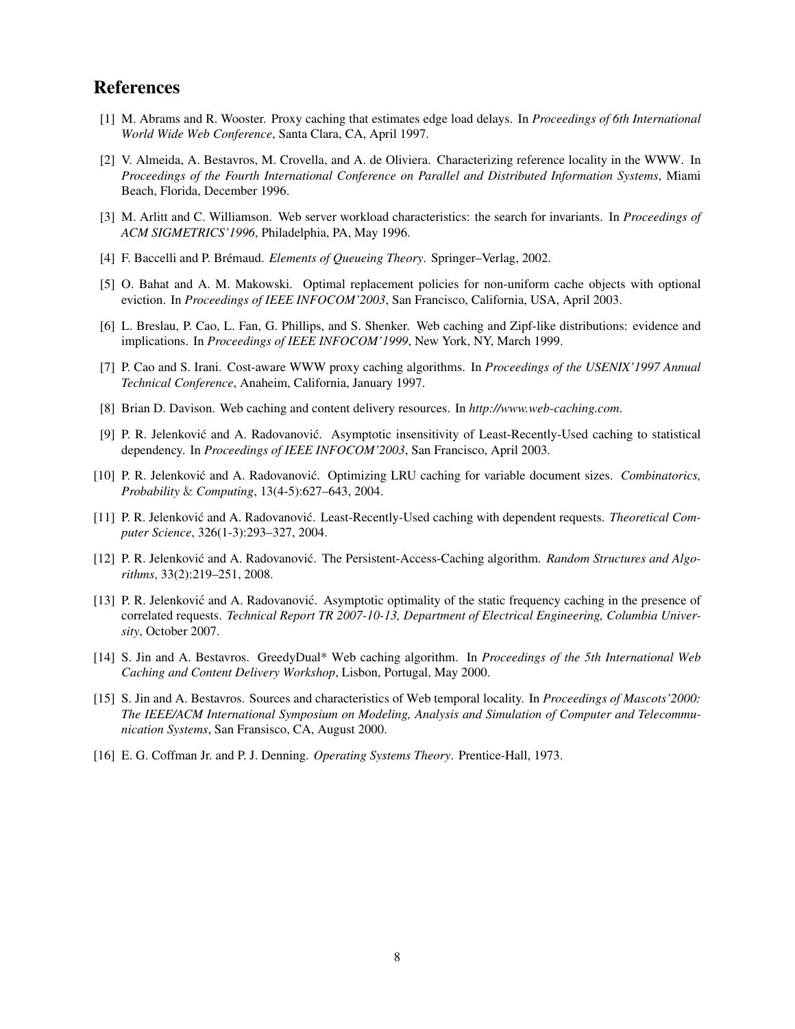## References

[1] M. Abrams and R. Wooster. Proxy caching that estimates edge load delays. In *Proceedings of 6th International World Wide Web Conference*, Santa Clara, CA, April 1997.

[2] V. Almeida, A. Bestavros, M. Crovella, and A. de Oliviera. Characterizing reference locality in the WWW. In *Proceedings of the Fourth International Conference on Parallel and Distributed Information Systems*, Miami Beach, Florida, December 1996.

[3] M. Arlitt and C. Williamson. Web server workload characteristics: the search for invariants. In *Proceedings of ACM SIGMETRICS'1996*, Philadelphia, PA, May 1996.

[4] F. Baccelli and P. Brémaud. *Elements of Queueing Theory*. Springer–Verlag, 2002.

[5] O. Bahat and A. M. Makowski. Optimal replacement policies for non-uniform cache objects with optional eviction. In *Proceedings of IEEE INFOCOM'2003*, San Francisco, California, USA, April 2003.

[6] L. Breslau, P. Cao, L. Fan, G. Phillips, and S. Shenker. Web caching and Zipf-like distributions: evidence and implications. In *Proceedings of IEEE INFOCOM'1999*, New York, NY, March 1999.

[7] P. Cao and S. Irani. Cost-aware WWW proxy caching algorithms. In *Proceedings of the USENIX'1997 Annual Technical Conference*, Anaheim, California, January 1997.

[8] Brian D. Davison. Web caching and content delivery resources. In *http://www.web-caching.com*.

[9] P. R. Jelenković and A. Radovanović. Asymptotic insensitivity of Least-Recently-Used caching to statistical dependency. In *Proceedings of IEEE INFOCOM'2003*, San Francisco, April 2003.

[10] P. R. Jelenković and A. Radovanović. Optimizing LRU caching for variable document sizes. *Combinatorics, Probability & Computing*, 13(4-5):627–643, 2004.

[11] P. R. Jelenković and A. Radovanović. Least-Recently-Used caching with dependent requests. *Theoretical Computer Science*, 326(1-3):293–327, 2004.

[12] P. R. Jelenković and A. Radovanović. The Persistent-Access-Caching algorithm. *Random Structures and Algorithms*, 33(2):219–251, 2008.

[13] P. R. Jelenković and A. Radovanović. Asymptotic optimality of the static frequency caching in the presence of correlated requests. *Technical Report TR 2007-10-13, Department of Electrical Engineering, Columbia University*, October 2007.

[14] S. Jin and A. Bestavros. GreedyDual* Web caching algorithm. In *Proceedings of the 5th International Web Caching and Content Delivery Workshop*, Lisbon, Portugal, May 2000.

[15] S. Jin and A. Bestavros. Sources and characteristics of Web temporal locality. In *Proceedings of Mascots'2000: The IEEE/ACM International Symposium on Modeling, Analysis and Simulation of Computer and Telecommunication Systems*, San Fransisco, CA, August 2000.

[16] E. G. Coffman Jr. and P. J. Denning. *Operating Systems Theory*. Prentice-Hall, 1973.